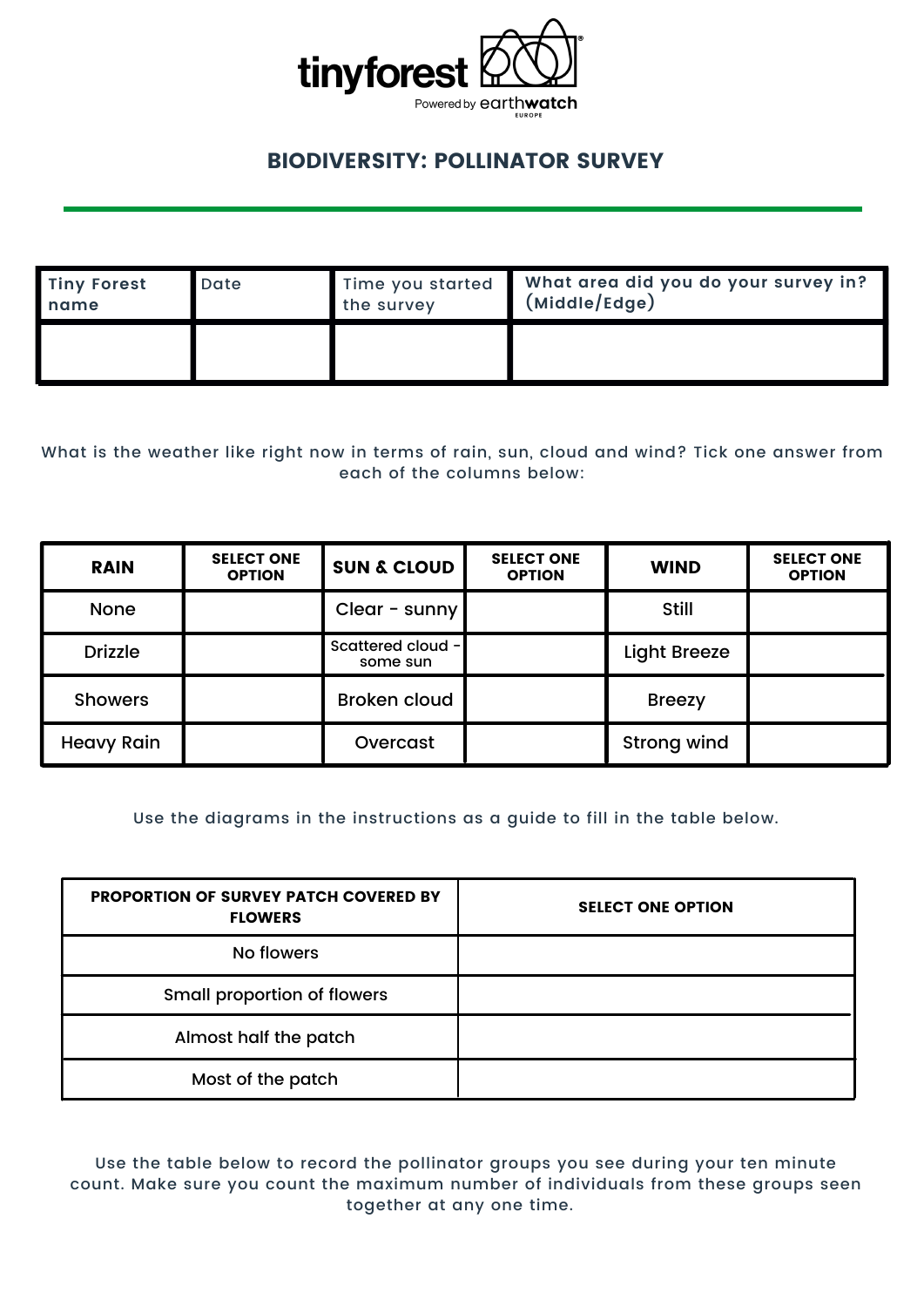tinyforest

Powered by earthwatch EUROPE

# BIODIVERSITY: POLLINATOR SURVEY

| Tiny Forest name | Date | Time you started the survey | What area did you do your survey in? (Middle/Edge) |
|---|---|---|---|
| | | | |

What is the weather like right now in terms of rain, sun, cloud and wind? Tick one answer from each of the columns below:

| RAIN | SELECT ONE OPTION | SUN & CLOUD | SELECT ONE OPTION | WIND | SELECT ONE OPTION |
|---|---|---|---|---|---|
| None | | Clear - sunny | | Still | |
| Drizzle | | Scattered cloud - some sun | | Light Breeze | |
| Showers | | Broken cloud | | Breezy | |
| Heavy Rain | | Overcast | | Strong wind | |

Use the diagrams in the instructions as a guide to fill in the table below.

| PROPORTION OF SURVEY PATCH COVERED BY FLOWERS | SELECT ONE OPTION |
|---|---|
| No flowers | |
| Small proportion of flowers | |
| Almost half the patch | |
| Most of the patch | |

Use the table below to record the pollinator groups you see during your ten minute count. Make sure you count the maximum number of individuals from these groups seen together at any one time.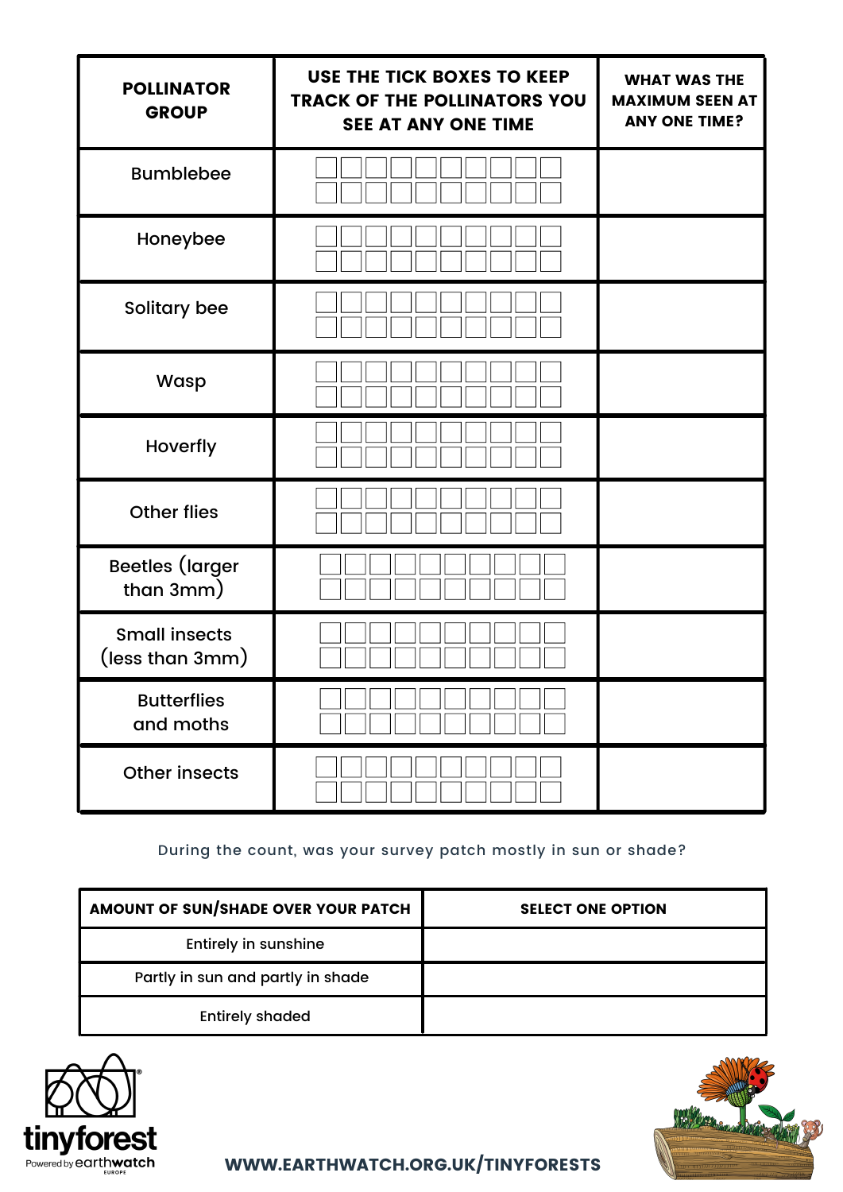| POLLINATOR GROUP | USE THE TICK BOXES TO KEEP TRACK OF THE POLLINATORS YOU SEE AT ANY ONE TIME | WHAT WAS THE MAXIMUM SEEN AT ANY ONE TIME? |
|---|---|---|
| Bumblebee | ☐☐☐☐☐☐☐☐☐☐ ☐☐☐☐☐☐☐☐☐☐ | |
| Honeybee | ☐☐☐☐☐☐☐☐☐☐ ☐☐☐☐☐☐☐☐☐☐ | |
| Solitary bee | ☐☐☐☐☐☐☐☐☐☐ ☐☐☐☐☐☐☐☐☐☐ | |
| Wasp | ☐☐☐☐☐☐☐☐☐☐ ☐☐☐☐☐☐☐☐☐☐ | |
| Hoverfly | ☐☐☐☐☐☐☐☐☐☐ ☐☐☐☐☐☐☐☐☐☐ | |
| Other flies | ☐☐☐☐☐☐☐☐☐☐ ☐☐☐☐☐☐☐☐☐☐ | |
| Beetles (larger than 3mm) | ☐☐☐☐☐☐☐☐☐☐ ☐☐☐☐☐☐☐☐☐☐ | |
| Small insects (less than 3mm) | ☐☐☐☐☐☐☐☐☐☐ ☐☐☐☐☐☐☐☐☐☐ | |
| Butterflies and moths | ☐☐☐☐☐☐☐☐☐☐ ☐☐☐☐☐☐☐☐☐☐ | |
| Other insects | ☐☐☐☐☐☐☐☐☐☐ ☐☐☐☐☐☐☐☐☐☐ | |

During the count, was your survey patch mostly in sun or shade?

| AMOUNT OF SUN/SHADE OVER YOUR PATCH | SELECT ONE OPTION |
|---|---|
| Entirely in sunshine | |
| Partly in sun and partly in shade | |
| Entirely shaded | |

tinyforest
Powered by earthwatch EUROPE

WWW.EARTHWATCH.ORG.UK/TINYFORESTS